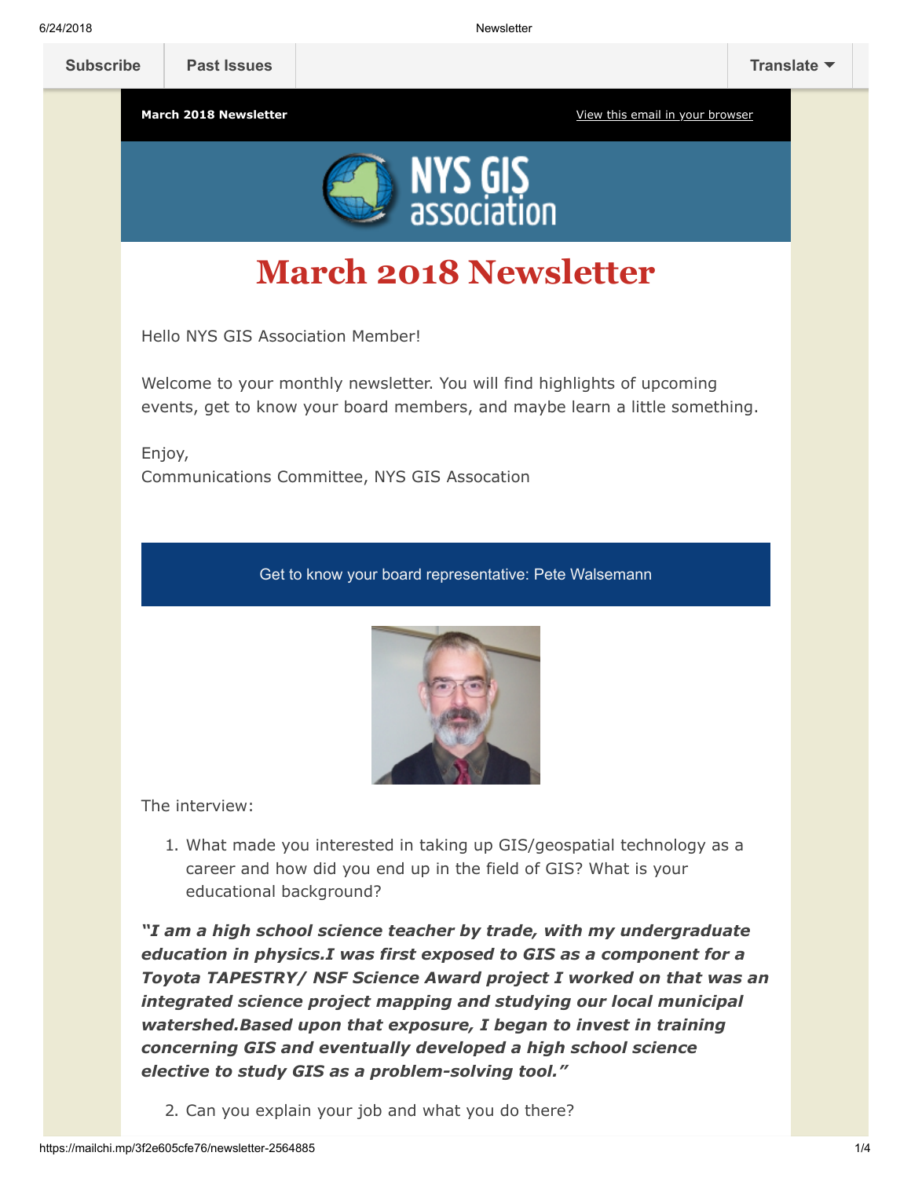Subscribe | Past Issues | Translate

**March 2018 Newsletter** | View this email in your browser

# March 2018 Newsletter

Hello NYS GIS Association Member!

Welcome to your monthly newsletter. You will find highlights of upcoming events, get to know your board members, and maybe learn a little something.

Enjoy,
Communications Committee, NYS GIS Assocation

## Get to know your board representative: Pete Walsemann

The interview:

1. What made you interested in taking up GIS/geospatial technology as a career and how did you end up in the field of GIS? What is your educational background?

***"I am a high school science teacher by trade, with my undergraduate education in physics.I was first exposed to GIS as a component for a Toyota TAPESTRY/ NSF Science Award project I worked on that was an integrated science project mapping and studying our local municipal watershed.Based upon that exposure, I began to invest in training concerning GIS and eventually developed a high school science elective to study GIS as a problem-solving tool."***

2. Can you explain your job and what you do there?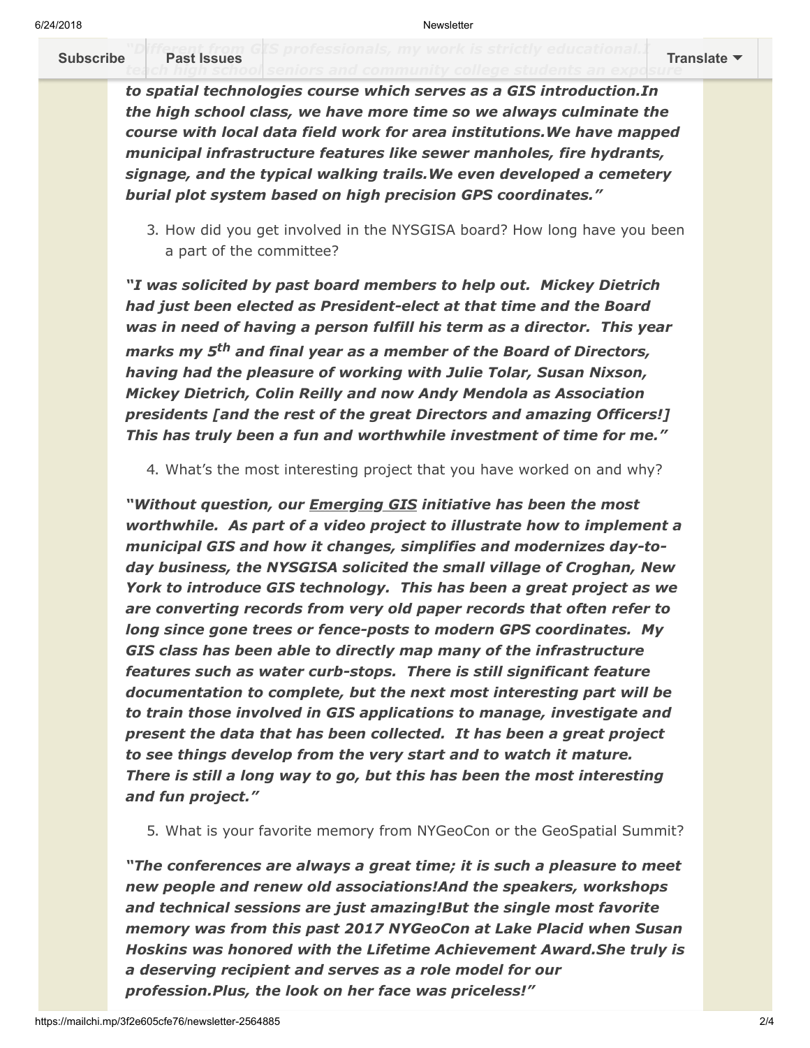*"Different from GIS professionals, my work is strictly educational.I teach high school seniors and community college students an exposure to spatial technologies course which serves as a GIS introduction.In the high school class, we have more time so we always culminate the course with local data field work for area institutions.We have mapped municipal infrastructure features like sewer manholes, fire hydrants, signage, and the typical walking trails.We even developed a cemetery burial plot system based on high precision GPS coordinates."*

3. How did you get involved in the NYSGISA board? How long have you been a part of the committee?

*"I was solicited by past board members to help out. Mickey Dietrich had just been elected as President-elect at that time and the Board was in need of having a person fulfill his term as a director. This year marks my 5th and final year as a member of the Board of Directors, having had the pleasure of working with Julie Tolar, Susan Nixson, Mickey Dietrich, Colin Reilly and now Andy Mendola as Association presidents [and the rest of the great Directors and amazing Officers!] This has truly been a fun and worthwhile investment of time for me."*

4. What's the most interesting project that you have worked on and why?

*"Without question, our Emerging GIS initiative has been the most worthwhile. As part of a video project to illustrate how to implement a municipal GIS and how it changes, simplifies and modernizes day-to-day business, the NYSGISA solicited the small village of Croghan, New York to introduce GIS technology. This has been a great project as we are converting records from very old paper records that often refer to long since gone trees or fence-posts to modern GPS coordinates. My GIS class has been able to directly map many of the infrastructure features such as water curb-stops. There is still significant feature documentation to complete, but the next most interesting part will be to train those involved in GIS applications to manage, investigate and present the data that has been collected. It has been a great project to see things develop from the very start and to watch it mature. There is still a long way to go, but this has been the most interesting and fun project."*

5. What is your favorite memory from NYGeoCon or the GeoSpatial Summit?

*"The conferences are always a great time; it is such a pleasure to meet new people and renew old associations!And the speakers, workshops and technical sessions are just amazing!But the single most favorite memory was from this past 2017 NYGeoCon at Lake Placid when Susan Hoskins was honored with the Lifetime Achievement Award.She truly is a deserving recipient and serves as a role model for our profession.Plus, the look on her face was priceless!"*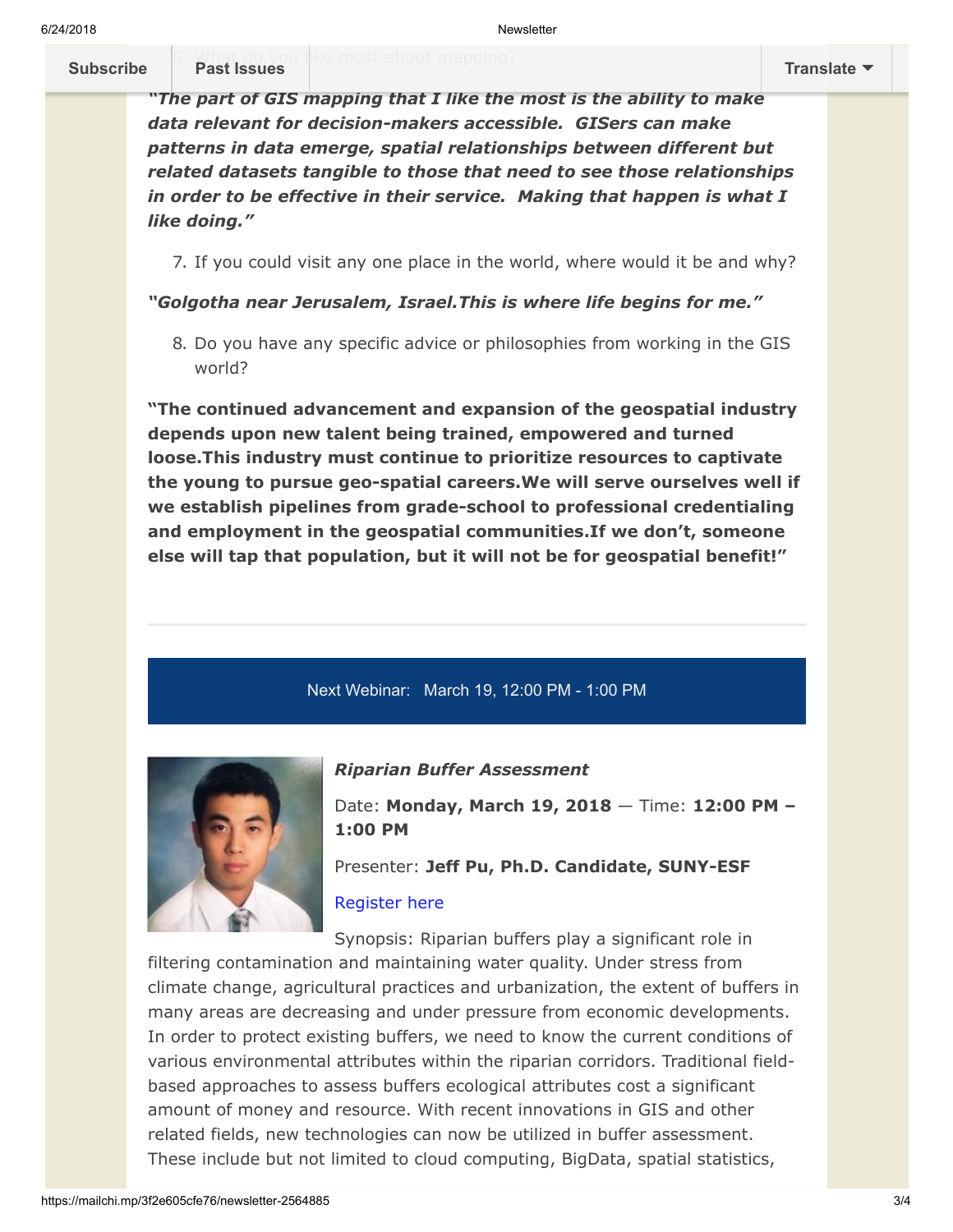6. What do you like most about mapping?

***"The part of GIS mapping that I like the most is the ability to make data relevant for decision-makers accessible.  GISers can make patterns in data emerge, spatial relationships between different but related datasets tangible to those that need to see those relationships in order to be effective in their service.  Making that happen is what I like doing."***

7. If you could visit any one place in the world, where would it be and why?

***"Golgotha near Jerusalem, Israel.This is where life begins for me."***

8. Do you have any specific advice or philosophies from working in the GIS world?

**"The continued advancement and expansion of the geospatial industry depends upon new talent being trained, empowered and turned loose.This industry must continue to prioritize resources to captivate the young to pursue geo-spatial careers.We will serve ourselves well if we establish pipelines from grade-school to professional credentialing and employment in the geospatial communities.If we don't, someone else will tap that population, but it will not be for geospatial benefit!"**

---

Next Webinar:   March 19, 12:00 PM - 1:00 PM

***Riparian Buffer Assessment***

Date: **Monday, March 19, 2018** — Time: **12:00 PM – 1:00 PM**

Presenter: **Jeff Pu, Ph.D. Candidate, SUNY-ESF**

Register here

Synopsis: Riparian buffers play a significant role in filtering contamination and maintaining water quality. Under stress from climate change, agricultural practices and urbanization, the extent of buffers in many areas are decreasing and under pressure from economic developments. In order to protect existing buffers, we need to know the current conditions of various environmental attributes within the riparian corridors. Traditional field-based approaches to assess buffers ecological attributes cost a significant amount of money and resource. With recent innovations in GIS and other related fields, new technologies can now be utilized in buffer assessment. These include but not limited to cloud computing, BigData, spatial statistics,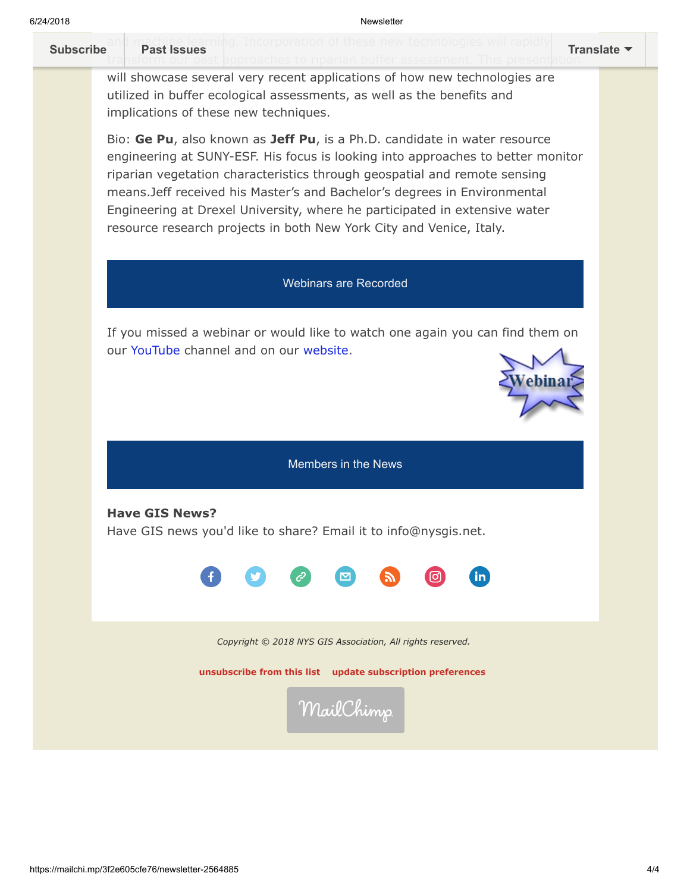and machine learning. Incorporation of these new technologies will rapidly transform our past approaches to riparian buffer assessment. This presentation will showcase several very recent applications of how new technologies are utilized in buffer ecological assessments, as well as the benefits and implications of these new techniques.

Bio: **Ge Pu**, also known as **Jeff Pu**, is a Ph.D. candidate in water resource engineering at SUNY-ESF. His focus is looking into approaches to better monitor riparian vegetation characteristics through geospatial and remote sensing means.Jeff received his Master's and Bachelor's degrees in Environmental Engineering at Drexel University, where he participated in extensive water resource research projects in both New York City and Venice, Italy.

## Webinars are Recorded

If you missed a webinar or would like to watch one again you can find them on our YouTube channel and on our website.

## Members in the News

**Have GIS News?**
Have GIS news you'd like to share? Email it to info@nysgis.net.

*Copyright © 2018 NYS GIS Association, All rights reserved.*

unsubscribe from this list    update subscription preferences